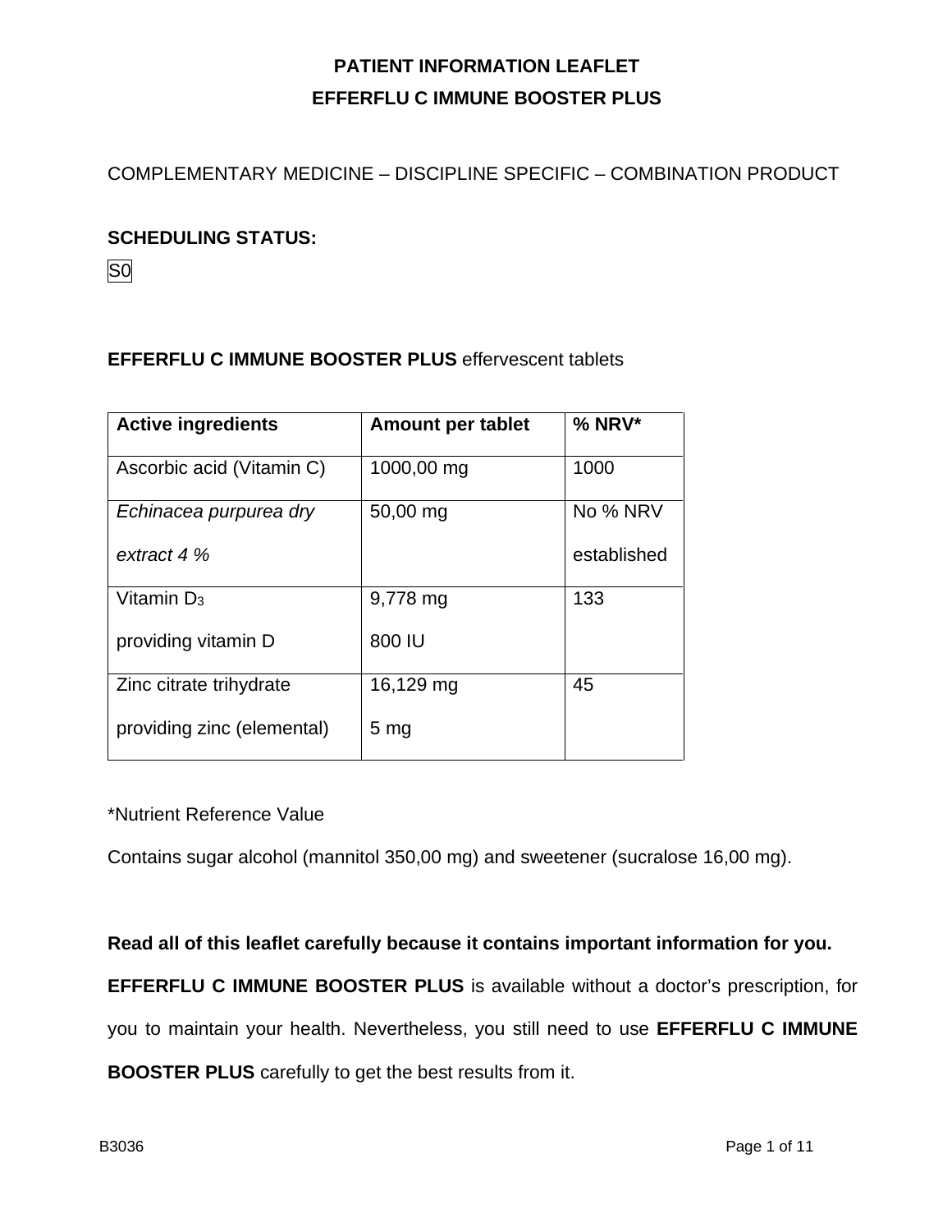**PATIENT INFORMATION LEAFLET**

**EFFERFLU C IMMUNE BOOSTER PLUS**

COMPLEMENTARY MEDICINE – DISCIPLINE SPECIFIC – COMBINATION PRODUCT

**SCHEDULING STATUS:**

S0

**EFFERFLU C IMMUNE BOOSTER PLUS** effervescent tablets

| **Active ingredients** | **Amount per tablet** | **% NRV*** |
|---|---|---|
| Ascorbic acid (Vitamin C) | 1000,00 mg | 1000 |
| *Echinacea purpurea dry extract 4 %* | 50,00 mg | No % NRV established |
| Vitamin $D_3$ providing vitamin D | 9,778 mg 800 IU | 133 |
| Zinc citrate trihydrate providing zinc (elemental) | 16,129 mg 5 mg | 45 |

*Nutrient Reference Value

Contains sugar alcohol (mannitol 350,00 mg) and sweetener (sucralose 16,00 mg).

**Read all of this leaflet carefully because it contains important information for you.**

**EFFERFLU C IMMUNE BOOSTER PLUS** is available without a doctor's prescription, for you to maintain your health. Nevertheless, you still need to use **EFFERFLU C IMMUNE BOOSTER PLUS** carefully to get the best results from it.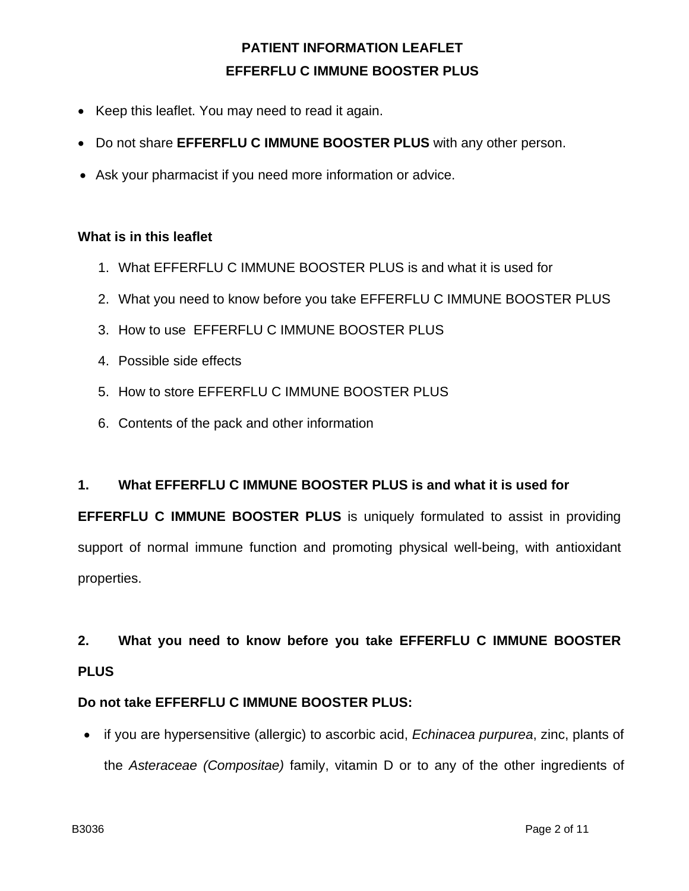# PATIENT INFORMATION LEAFLET
# EFFERFLU C IMMUNE BOOSTER PLUS

- Keep this leaflet. You may need to read it again.
- Do not share **EFFERFLU C IMMUNE BOOSTER PLUS** with any other person.
- Ask your pharmacist if you need more information or advice.

**What is in this leaflet**

1. What EFFERFLU C IMMUNE BOOSTER PLUS is and what it is used for
2. What you need to know before you take EFFERFLU C IMMUNE BOOSTER PLUS
3. How to use EFFERFLU C IMMUNE BOOSTER PLUS
4. Possible side effects
5. How to store EFFERFLU C IMMUNE BOOSTER PLUS
6. Contents of the pack and other information

## 1. What EFFERFLU C IMMUNE BOOSTER PLUS is and what it is used for

**EFFERFLU C IMMUNE BOOSTER PLUS** is uniquely formulated to assist in providing support of normal immune function and promoting physical well-being, with antioxidant properties.

## 2. What you need to know before you take EFFERFLU C IMMUNE BOOSTER PLUS

**Do not take EFFERFLU C IMMUNE BOOSTER PLUS:**

- if you are hypersensitive (allergic) to ascorbic acid, *Echinacea purpurea*, zinc, plants of the *Asteraceae (Compositae)* family, vitamin D or to any of the other ingredients of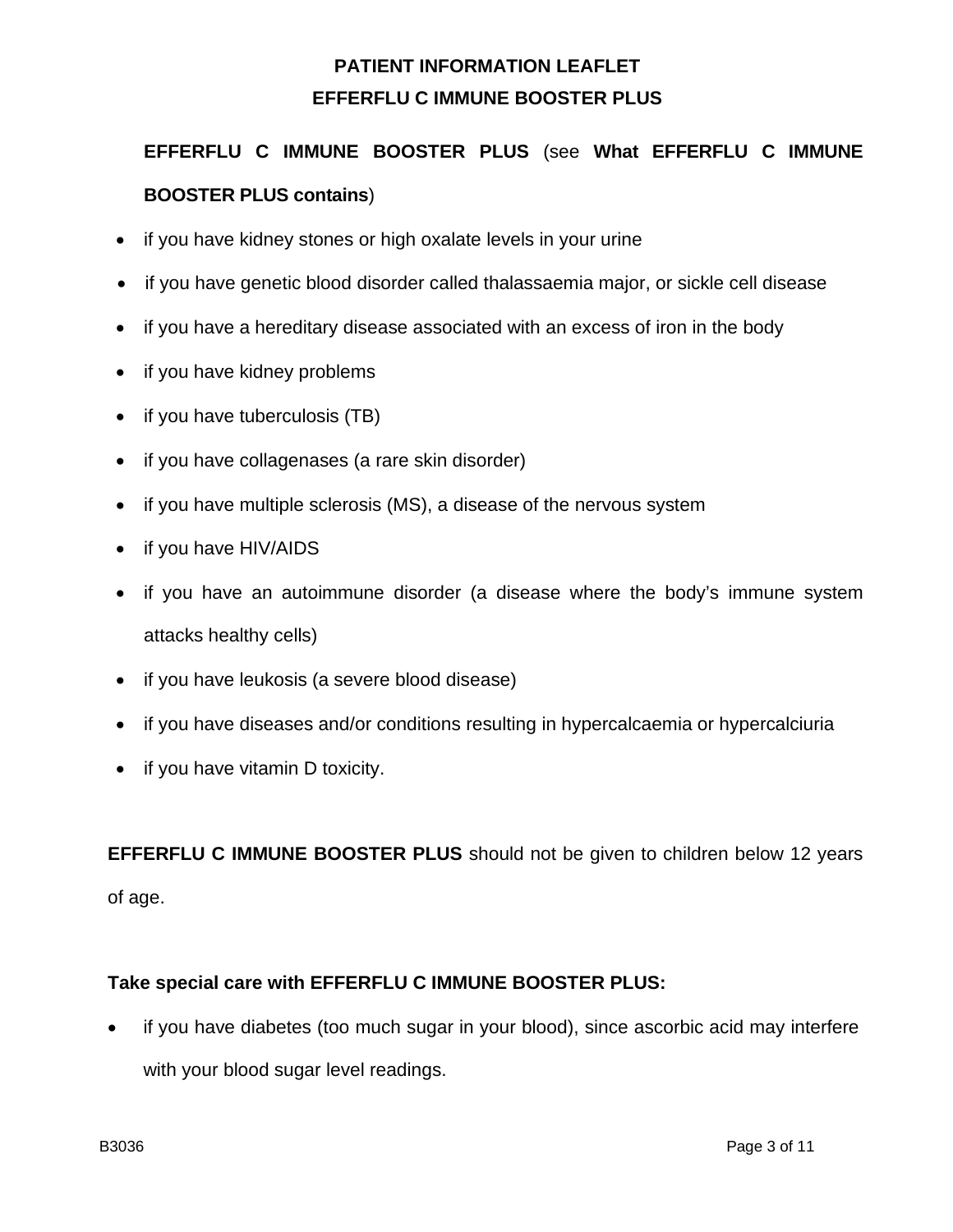**EFFERFLU C IMMUNE BOOSTER PLUS** (see **What EFFERFLU C IMMUNE BOOSTER PLUS contains**)

- if you have kidney stones or high oxalate levels in your urine
- if you have genetic blood disorder called thalassaemia major, or sickle cell disease
- if you have a hereditary disease associated with an excess of iron in the body
- if you have kidney problems
- if you have tuberculosis (TB)
- if you have collagenases (a rare skin disorder)
- if you have multiple sclerosis (MS), a disease of the nervous system
- if you have HIV/AIDS
- if you have an autoimmune disorder (a disease where the body's immune system attacks healthy cells)
- if you have leukosis (a severe blood disease)
- if you have diseases and/or conditions resulting in hypercalcaemia or hypercalciuria
- if you have vitamin D toxicity.

**EFFERFLU C IMMUNE BOOSTER PLUS** should not be given to children below 12 years of age.

**Take special care with EFFERFLU C IMMUNE BOOSTER PLUS:**

- if you have diabetes (too much sugar in your blood), since ascorbic acid may interfere with your blood sugar level readings.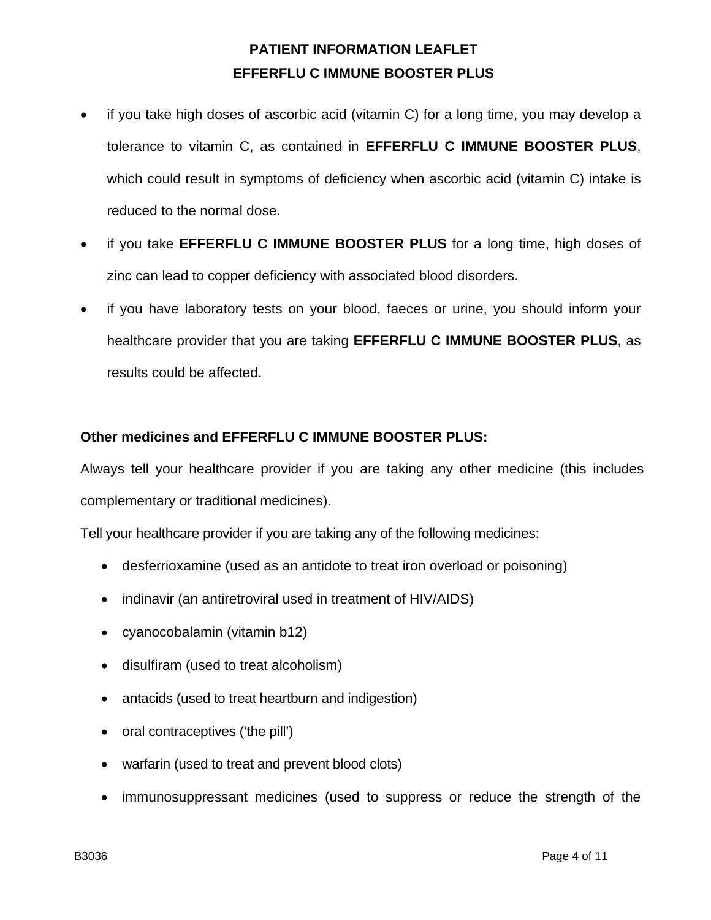- if you take high doses of ascorbic acid (vitamin C) for a long time, you may develop a tolerance to vitamin C, as contained in **EFFERFLU C IMMUNE BOOSTER PLUS**, which could result in symptoms of deficiency when ascorbic acid (vitamin C) intake is reduced to the normal dose.
- if you take **EFFERFLU C IMMUNE BOOSTER PLUS** for a long time, high doses of zinc can lead to copper deficiency with associated blood disorders.
- if you have laboratory tests on your blood, faeces or urine, you should inform your healthcare provider that you are taking **EFFERFLU C IMMUNE BOOSTER PLUS**, as results could be affected.

**Other medicines and EFFERFLU C IMMUNE BOOSTER PLUS:**

Always tell your healthcare provider if you are taking any other medicine (this includes complementary or traditional medicines).

Tell your healthcare provider if you are taking any of the following medicines:

- desferrioxamine (used as an antidote to treat iron overload or poisoning)
- indinavir (an antiretroviral used in treatment of HIV/AIDS)
- cyanocobalamin (vitamin b12)
- disulfiram (used to treat alcoholism)
- antacids (used to treat heartburn and indigestion)
- oral contraceptives ('the pill')
- warfarin (used to treat and prevent blood clots)
- immunosuppressant medicines (used to suppress or reduce the strength of the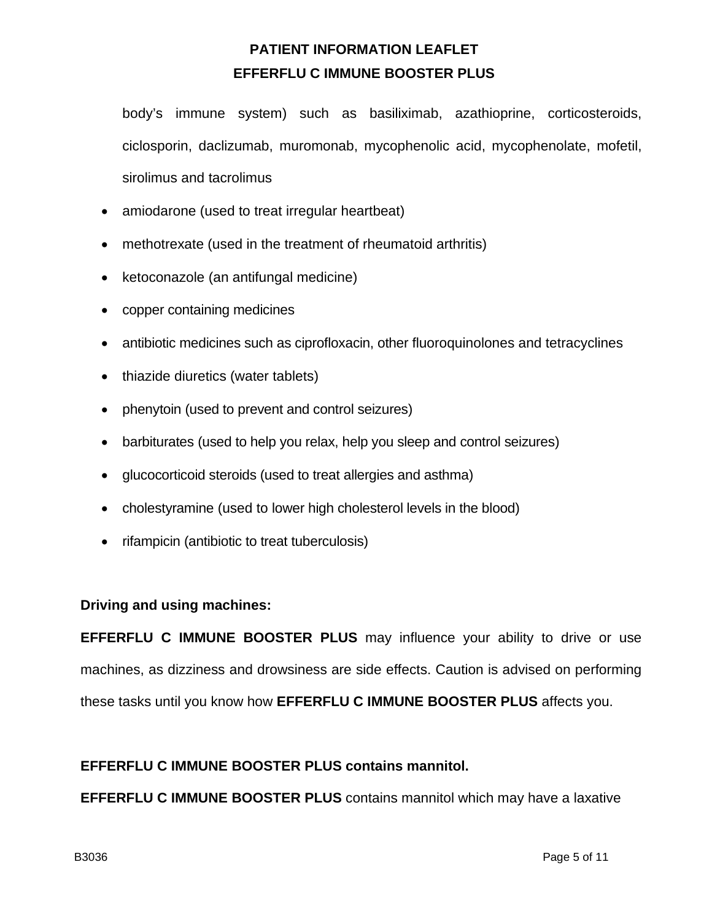body's immune system) such as basiliximab, azathioprine, corticosteroids, ciclosporin, daclizumab, muromonab, mycophenolic acid, mycophenolate, mofetil, sirolimus and tacrolimus

- amiodarone (used to treat irregular heartbeat)
- methotrexate (used in the treatment of rheumatoid arthritis)
- ketoconazole (an antifungal medicine)
- copper containing medicines
- antibiotic medicines such as ciprofloxacin, other fluoroquinolones and tetracyclines
- thiazide diuretics (water tablets)
- phenytoin (used to prevent and control seizures)
- barbiturates (used to help you relax, help you sleep and control seizures)
- glucocorticoid steroids (used to treat allergies and asthma)
- cholestyramine (used to lower high cholesterol levels in the blood)
- rifampicin (antibiotic to treat tuberculosis)

**Driving and using machines:**

**EFFERFLU C IMMUNE BOOSTER PLUS** may influence your ability to drive or use machines, as dizziness and drowsiness are side effects. Caution is advised on performing these tasks until you know how **EFFERFLU C IMMUNE BOOSTER PLUS** affects you.

**EFFERFLU C IMMUNE BOOSTER PLUS contains mannitol.**

**EFFERFLU C IMMUNE BOOSTER PLUS** contains mannitol which may have a laxative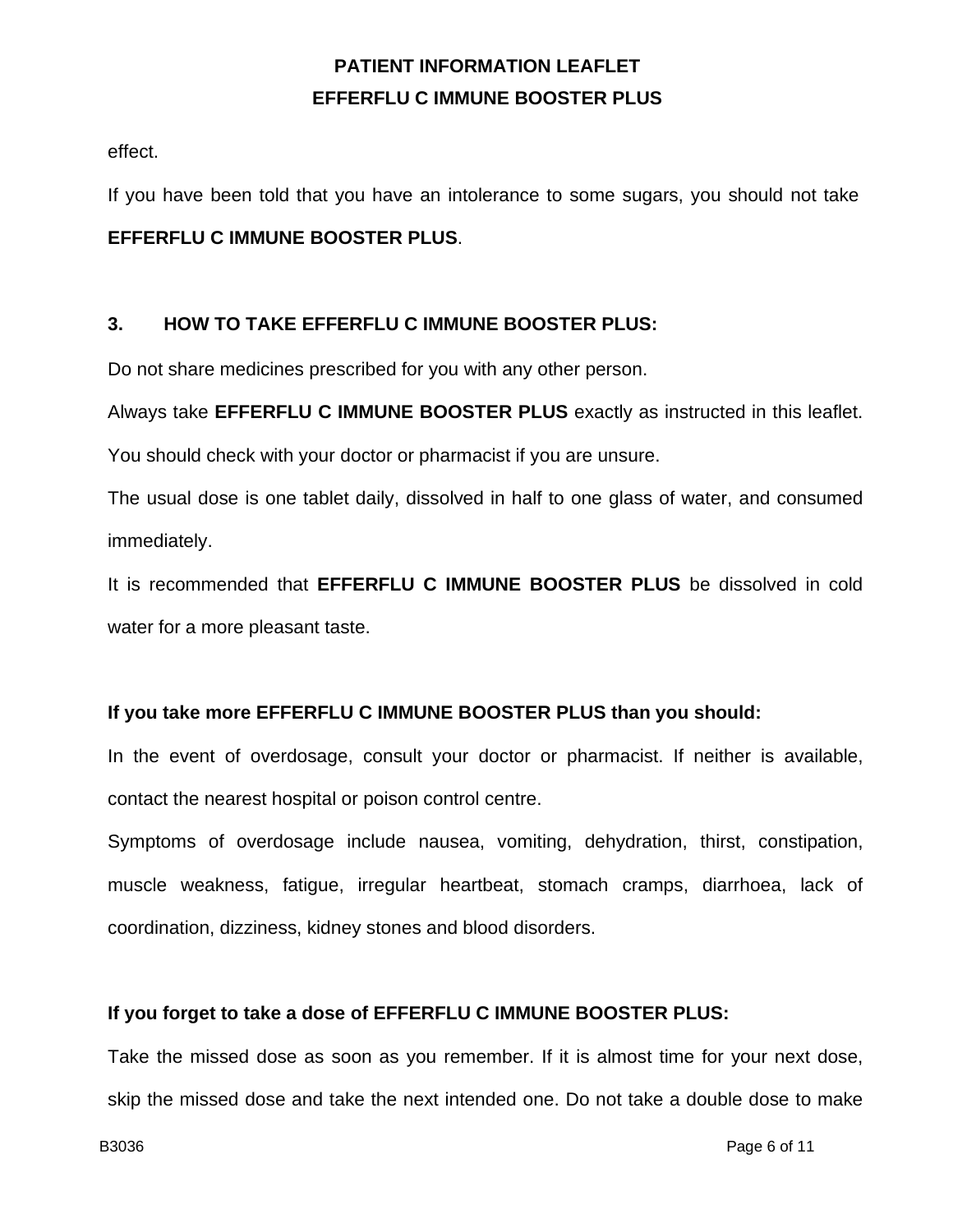effect.

If you have been told that you have an intolerance to some sugars, you should not take **EFFERFLU C IMMUNE BOOSTER PLUS**.

## 3. HOW TO TAKE EFFERFLU C IMMUNE BOOSTER PLUS:

Do not share medicines prescribed for you with any other person.

Always take **EFFERFLU C IMMUNE BOOSTER PLUS** exactly as instructed in this leaflet. You should check with your doctor or pharmacist if you are unsure.

The usual dose is one tablet daily, dissolved in half to one glass of water, and consumed immediately.

It is recommended that **EFFERFLU C IMMUNE BOOSTER PLUS** be dissolved in cold water for a more pleasant taste.

**If you take more EFFERFLU C IMMUNE BOOSTER PLUS than you should:**

In the event of overdosage, consult your doctor or pharmacist. If neither is available, contact the nearest hospital or poison control centre.

Symptoms of overdosage include nausea, vomiting, dehydration, thirst, constipation, muscle weakness, fatigue, irregular heartbeat, stomach cramps, diarrhoea, lack of coordination, dizziness, kidney stones and blood disorders.

**If you forget to take a dose of EFFERFLU C IMMUNE BOOSTER PLUS:**

Take the missed dose as soon as you remember. If it is almost time for your next dose, skip the missed dose and take the next intended one. Do not take a double dose to make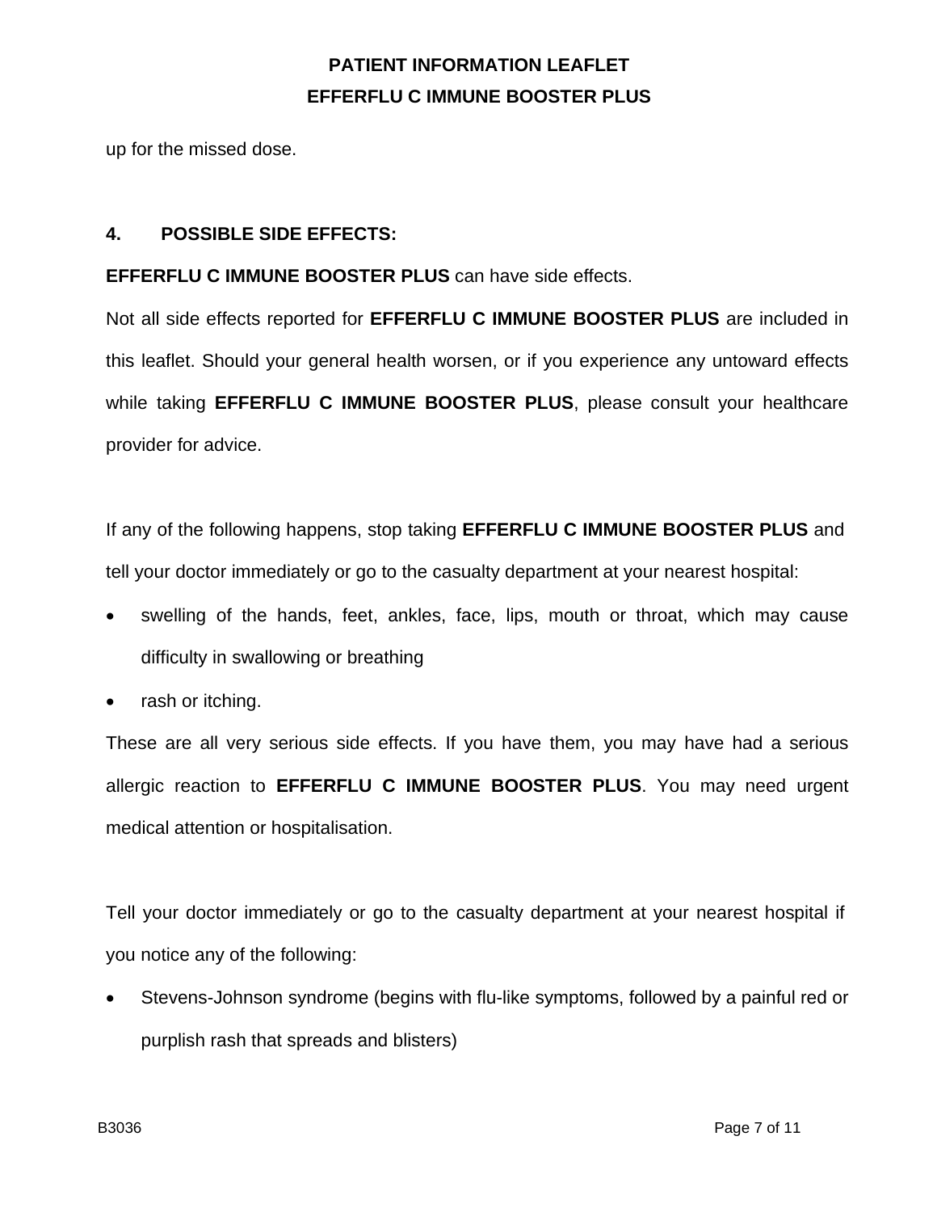up for the missed dose.

## 4. POSSIBLE SIDE EFFECTS:

**EFFERFLU C IMMUNE BOOSTER PLUS** can have side effects.

Not all side effects reported for **EFFERFLU C IMMUNE BOOSTER PLUS** are included in this leaflet. Should your general health worsen, or if you experience any untoward effects while taking **EFFERFLU C IMMUNE BOOSTER PLUS**, please consult your healthcare provider for advice.

If any of the following happens, stop taking **EFFERFLU C IMMUNE BOOSTER PLUS** and tell your doctor immediately or go to the casualty department at your nearest hospital:

- swelling of the hands, feet, ankles, face, lips, mouth or throat, which may cause difficulty in swallowing or breathing
- rash or itching.

These are all very serious side effects. If you have them, you may have had a serious allergic reaction to **EFFERFLU C IMMUNE BOOSTER PLUS**. You may need urgent medical attention or hospitalisation.

Tell your doctor immediately or go to the casualty department at your nearest hospital if you notice any of the following:

- Stevens-Johnson syndrome (begins with flu-like symptoms, followed by a painful red or purplish rash that spreads and blisters)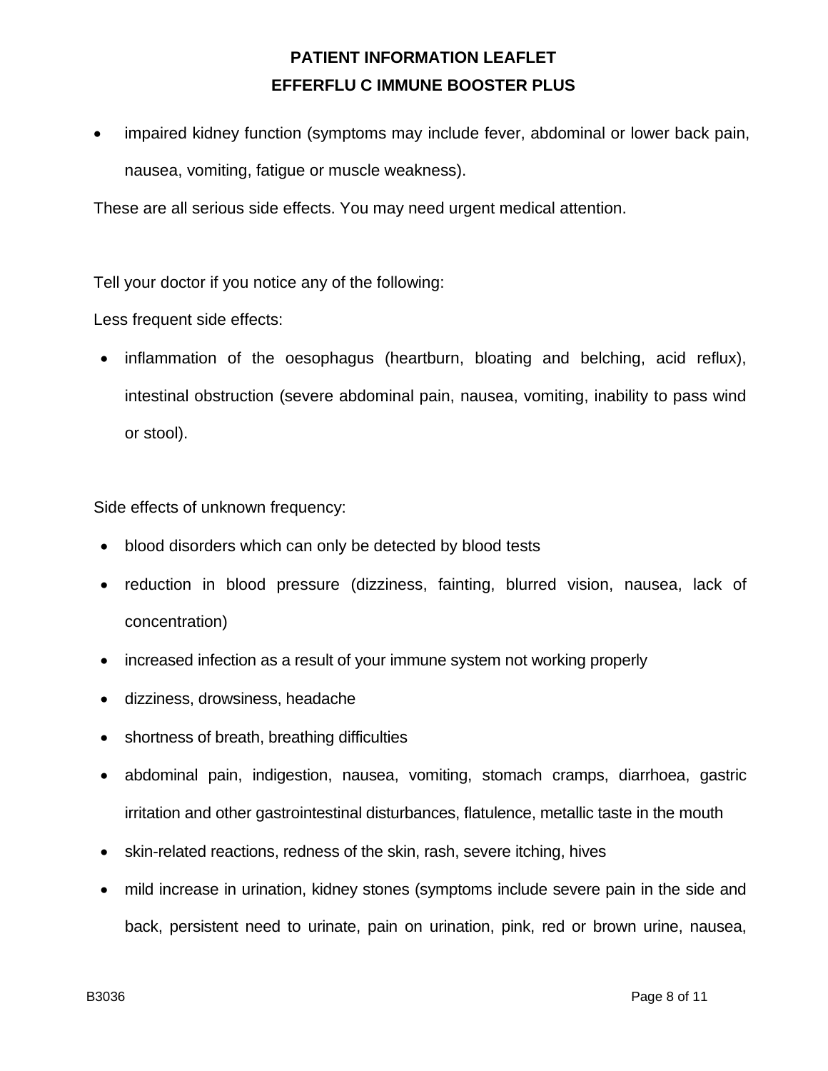- impaired kidney function (symptoms may include fever, abdominal or lower back pain, nausea, vomiting, fatigue or muscle weakness).

These are all serious side effects. You may need urgent medical attention.

Tell your doctor if you notice any of the following:

Less frequent side effects:

- inflammation of the oesophagus (heartburn, bloating and belching, acid reflux), intestinal obstruction (severe abdominal pain, nausea, vomiting, inability to pass wind or stool).

Side effects of unknown frequency:

- blood disorders which can only be detected by blood tests
- reduction in blood pressure (dizziness, fainting, blurred vision, nausea, lack of concentration)
- increased infection as a result of your immune system not working properly
- dizziness, drowsiness, headache
- shortness of breath, breathing difficulties
- abdominal pain, indigestion, nausea, vomiting, stomach cramps, diarrhoea, gastric irritation and other gastrointestinal disturbances, flatulence, metallic taste in the mouth
- skin-related reactions, redness of the skin, rash, severe itching, hives
- mild increase in urination, kidney stones (symptoms include severe pain in the side and back, persistent need to urinate, pain on urination, pink, red or brown urine, nausea,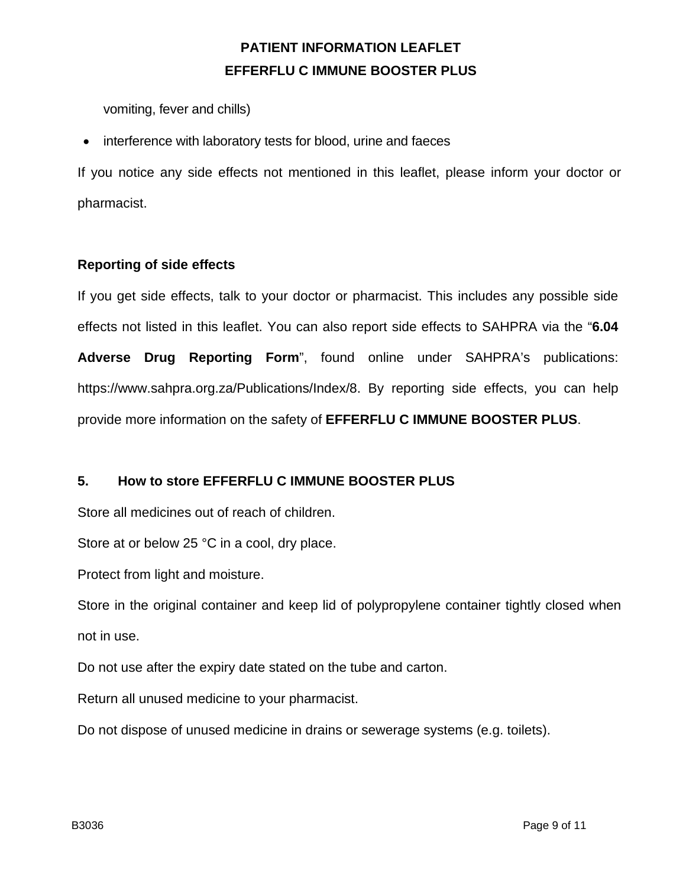vomiting, fever and chills)

- interference with laboratory tests for blood, urine and faeces

If you notice any side effects not mentioned in this leaflet, please inform your doctor or pharmacist.

**Reporting of side effects**

If you get side effects, talk to your doctor or pharmacist. This includes any possible side effects not listed in this leaflet. You can also report side effects to SAHPRA via the "**6.04 Adverse Drug Reporting Form**", found online under SAHPRA's publications: https://www.sahpra.org.za/Publications/Index/8. By reporting side effects, you can help provide more information on the safety of **EFFERFLU C IMMUNE BOOSTER PLUS**.

## 5. How to store EFFERFLU C IMMUNE BOOSTER PLUS

Store all medicines out of reach of children.

Store at or below 25 °C in a cool, dry place.

Protect from light and moisture.

Store in the original container and keep lid of polypropylene container tightly closed when not in use.

Do not use after the expiry date stated on the tube and carton.

Return all unused medicine to your pharmacist.

Do not dispose of unused medicine in drains or sewerage systems (e.g. toilets).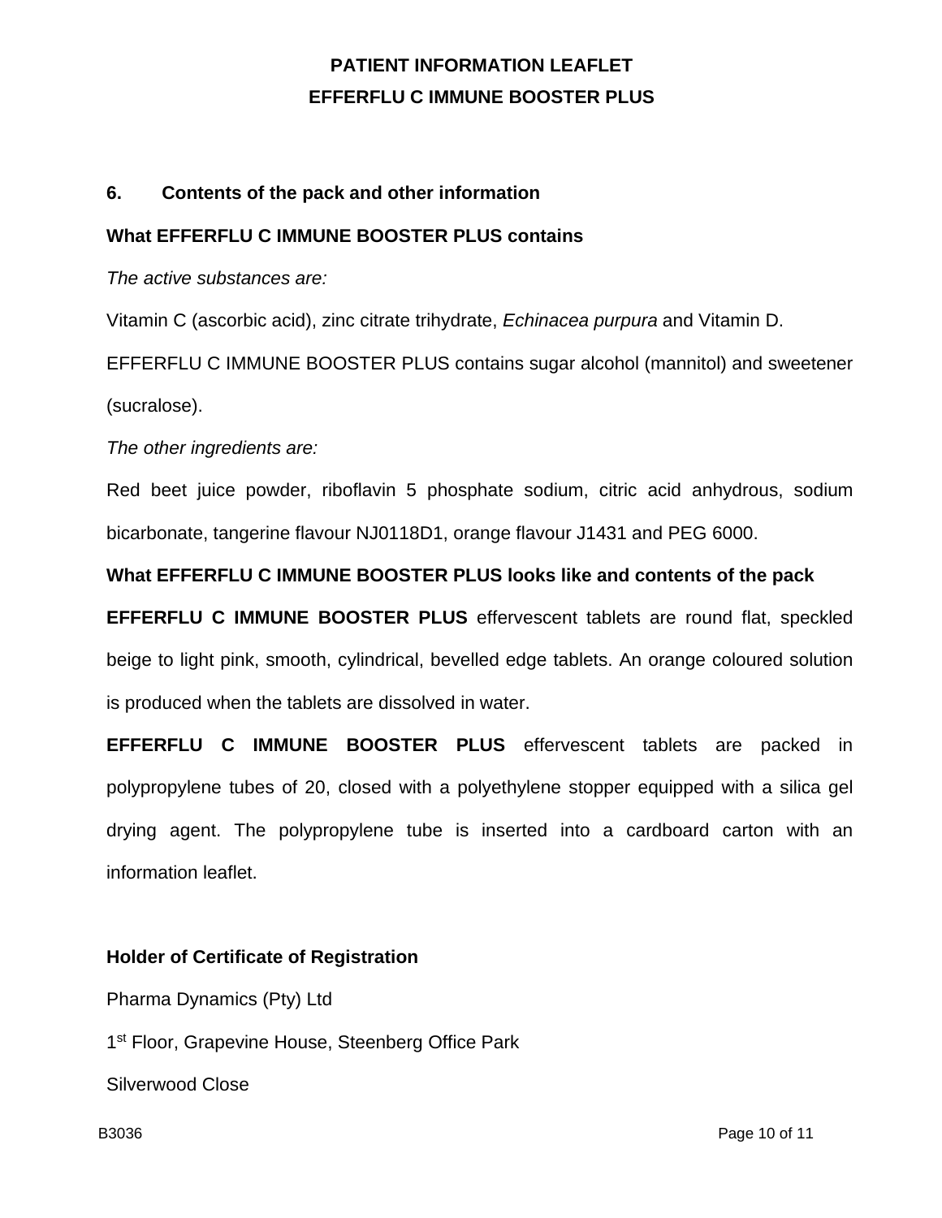## 6. Contents of the pack and other information

**What EFFERFLU C IMMUNE BOOSTER PLUS contains**

*The active substances are:*

Vitamin C (ascorbic acid), zinc citrate trihydrate, *Echinacea purpura* and Vitamin D.

EFFERFLU C IMMUNE BOOSTER PLUS contains sugar alcohol (mannitol) and sweetener (sucralose).

*The other ingredients are:*

Red beet juice powder, riboflavin 5 phosphate sodium, citric acid anhydrous, sodium bicarbonate, tangerine flavour NJ0118D1, orange flavour J1431 and PEG 6000.

**What EFFERFLU C IMMUNE BOOSTER PLUS looks like and contents of the pack**

**EFFERFLU C IMMUNE BOOSTER PLUS** effervescent tablets are round flat, speckled beige to light pink, smooth, cylindrical, bevelled edge tablets. An orange coloured solution is produced when the tablets are dissolved in water.

**EFFERFLU C IMMUNE BOOSTER PLUS** effervescent tablets are packed in polypropylene tubes of 20, closed with a polyethylene stopper equipped with a silica gel drying agent. The polypropylene tube is inserted into a cardboard carton with an information leaflet.

**Holder of Certificate of Registration**

Pharma Dynamics (Pty) Ltd

1st Floor, Grapevine House, Steenberg Office Park

Silverwood Close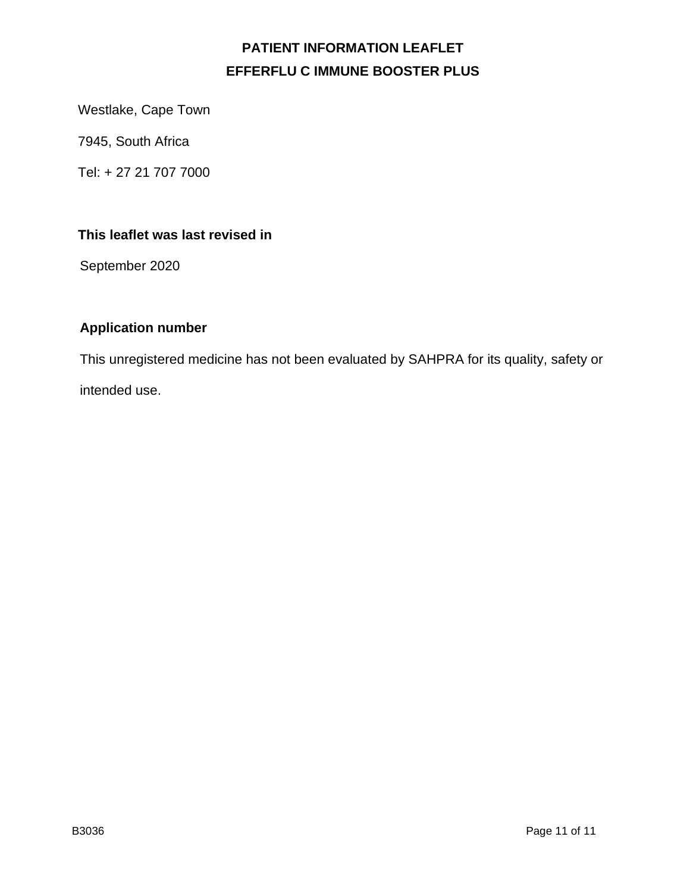Westlake, Cape Town

7945, South Africa

Tel: + 27 21 707 7000

**This leaflet was last revised in**

September 2020

**Application number**

This unregistered medicine has not been evaluated by SAHPRA for its quality, safety or intended use.